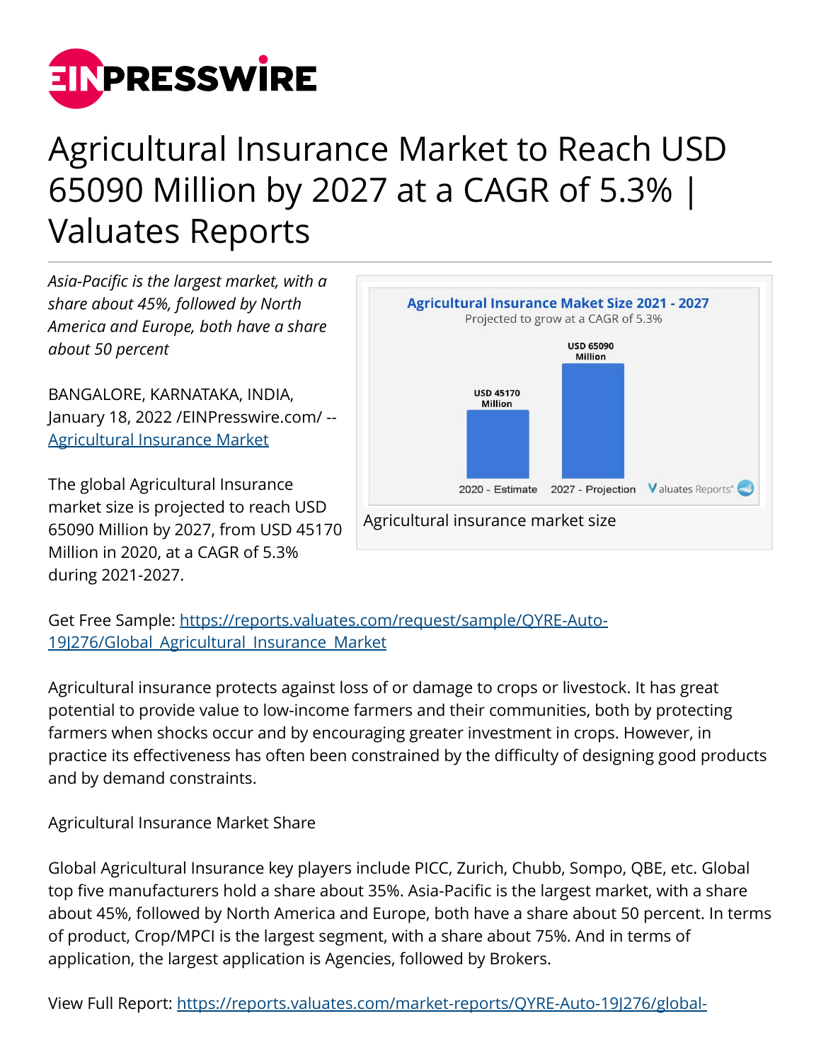# Agricultural Insurance Market to Reach USD 65090 Million by 2027 at a CAGR of 5.3% | Valuates Reports

*Asia-Pacific is the largest market, with a share about 45%, followed by North America and Europe, both have a share about 50 percent*

BANGALORE, KARNATAKA, INDIA, January 18, 2022 /EINPresswire.com/ -- [Agricultural Insurance Market]()

The global Agricultural Insurance market size is projected to reach USD 65090 Million by 2027, from USD 45170 Million in 2020, at a CAGR of 5.3% during 2021-2027.

Agricultural insurance market size

Get Free Sample: [https://reports.valuates.com/request/sample/QYRE-Auto-19J276/Global_Agricultural_Insurance_Market](https://reports.valuates.com/request/sample/QYRE-Auto-19J276/Global_Agricultural_Insurance_Market)

Agricultural insurance protects against loss of or damage to crops or livestock. It has great potential to provide value to low-income farmers and their communities, both by protecting farmers when shocks occur and by encouraging greater investment in crops. However, in practice its effectiveness has often been constrained by the difficulty of designing good products and by demand constraints.

Agricultural Insurance Market Share

Global Agricultural Insurance key players include PICC, Zurich, Chubb, Sompo, QBE, etc. Global top five manufacturers hold a share about 35%. Asia-Pacific is the largest market, with a share about 45%, followed by North America and Europe, both have a share about 50 percent. In terms of product, Crop/MPCI is the largest segment, with a share about 75%. And in terms of application, the largest application is Agencies, followed by Brokers.

View Full Report: [https://reports.valuates.com/market-reports/QYRE-Auto-19J276/global-]()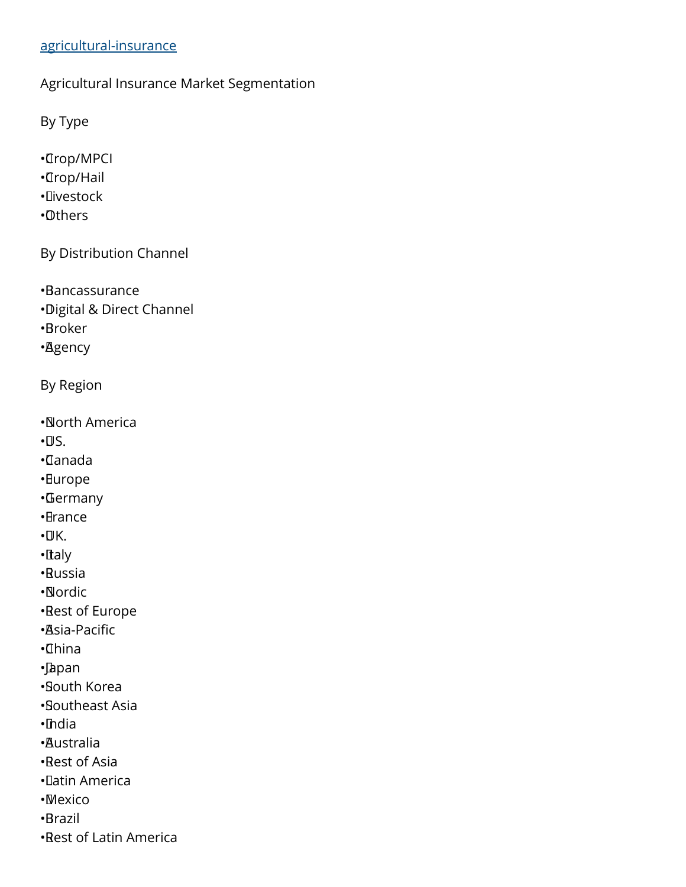[agricultural-insurance]

Agricultural Insurance Market Segmentation

By Type

- Crop/MPCI
- Crop/Hail
- Livestock
- Others

By Distribution Channel

- Bancassurance
- Digital & Direct Channel
- Broker
- Agency

By Region

- North America
- U.S.
- Canada
- Europe
- Germany
- France
- U.K.
- Italy
- Russia
- Nordic
- Rest of Europe
- Asia-Pacific
- China
- Japan
- South Korea
- Southeast Asia
- India
- Australia
- Rest of Asia
- Latin America
- Mexico
- Brazil
- Rest of Latin America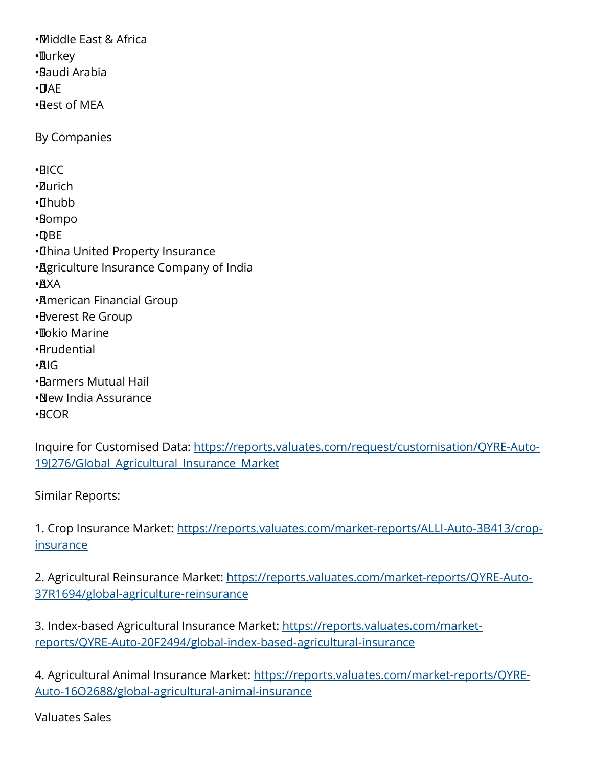- Middle East & Africa
- Turkey
- Saudi Arabia
- UAE
- Rest of MEA

By Companies

- PICC
- Zurich
- Chubb
- Sompo
- QBE
- China United Property Insurance
- Agriculture Insurance Company of India
- AXA
- American Financial Group
- Everest Re Group
- Tokio Marine
- Prudential
- AIG
- Farmers Mutual Hail
- New India Assurance
- SCOR

Inquire for Customised Data: https://reports.valuates.com/request/customisation/QYRE-Auto-19J276/Global_Agricultural_Insurance_Market

Similar Reports:

1. Crop Insurance Market: https://reports.valuates.com/market-reports/ALLI-Auto-3B413/crop-insurance

2. Agricultural Reinsurance Market: https://reports.valuates.com/market-reports/QYRE-Auto-37R1694/global-agriculture-reinsurance

3. Index-based Agricultural Insurance Market: https://reports.valuates.com/market-reports/QYRE-Auto-20F2494/global-index-based-agricultural-insurance

4. Agricultural Animal Insurance Market: https://reports.valuates.com/market-reports/QYRE-Auto-16O2688/global-agricultural-animal-insurance

Valuates Sales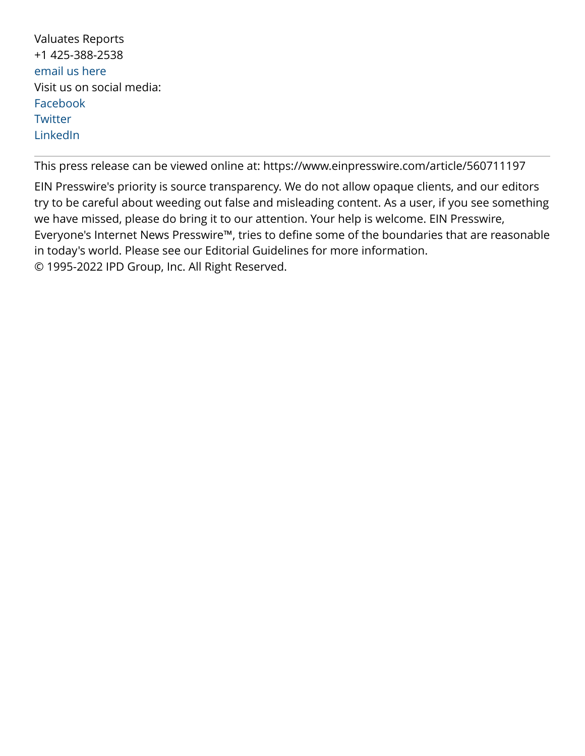Valuates Reports
+1 425-388-2538
email us here
Visit us on social media:
Facebook
Twitter
LinkedIn

---

This press release can be viewed online at: https://www.einpresswire.com/article/560711197

EIN Presswire's priority is source transparency. We do not allow opaque clients, and our editors try to be careful about weeding out false and misleading content. As a user, if you see something we have missed, please do bring it to our attention. Your help is welcome. EIN Presswire, Everyone's Internet News Presswire™, tries to define some of the boundaries that are reasonable in today's world. Please see our Editorial Guidelines for more information.
© 1995-2022 IPD Group, Inc. All Right Reserved.